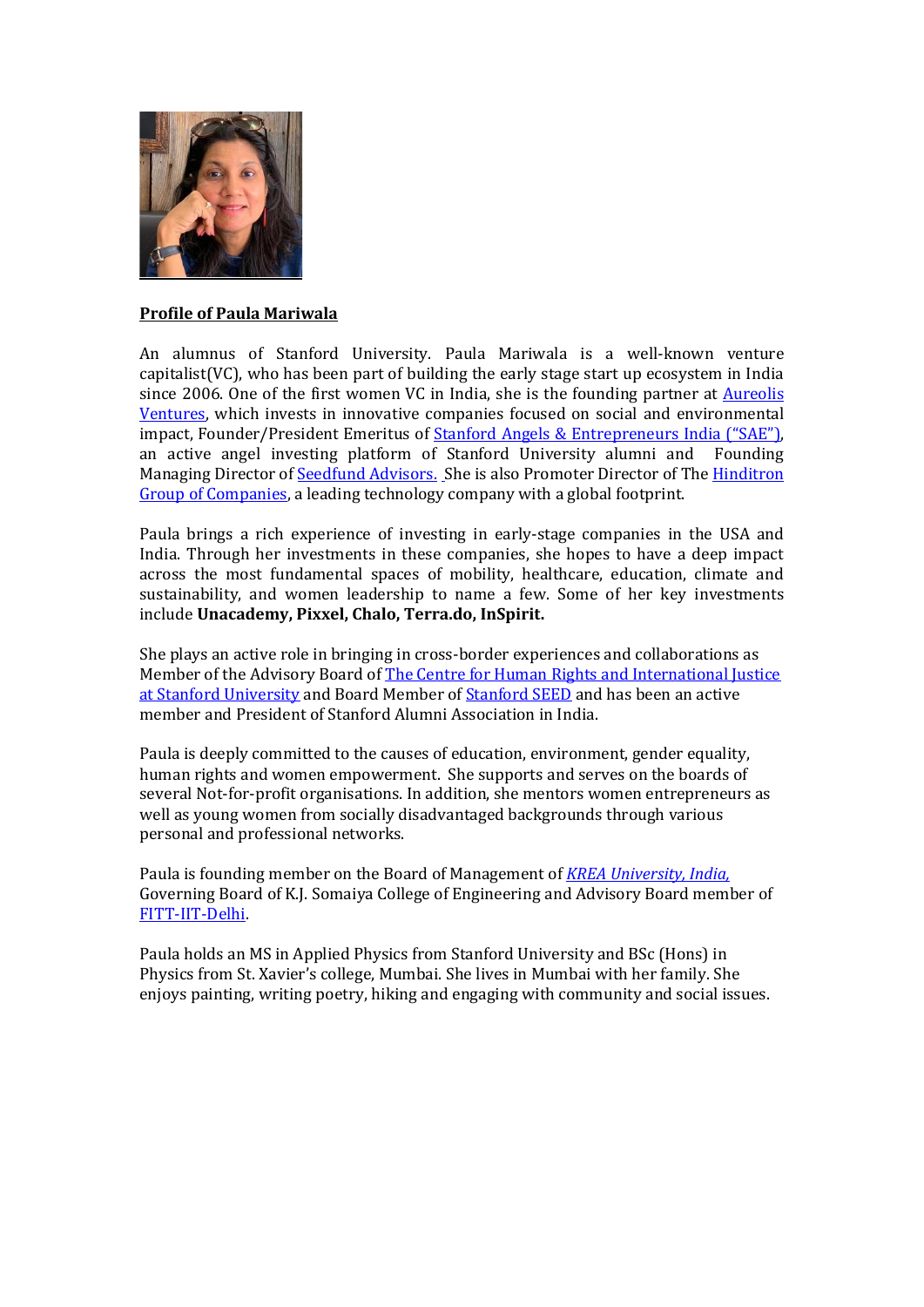**Profile of Paula Mariwala**

An alumnus of Stanford University. Paula Mariwala is a well-known venture capitalist(VC), who has been part of building the early stage start up ecosystem in India since 2006. One of the first women VC in India, she is the founding partner at Aureolis Ventures, which invests in innovative companies focused on social and environmental impact, Founder/President Emeritus of Stanford Angels & Entrepreneurs India ("SAE"), an active angel investing platform of Stanford University alumni and Founding Managing Director of Seedfund Advisors. She is also Promoter Director of The Hinditron Group of Companies, a leading technology company with a global footprint.

Paula brings a rich experience of investing in early-stage companies in the USA and India. Through her investments in these companies, she hopes to have a deep impact across the most fundamental spaces of mobility, healthcare, education, climate and sustainability, and women leadership to name a few. Some of her key investments include **Unacademy, Pixxel, Chalo, Terra.do, InSpirit.**

She plays an active role in bringing in cross-border experiences and collaborations as Member of the Advisory Board of The Centre for Human Rights and International Justice at Stanford University and Board Member of Stanford SEED and has been an active member and President of Stanford Alumni Association in India.

Paula is deeply committed to the causes of education, environment, gender equality, human rights and women empowerment. She supports and serves on the boards of several Not-for-profit organisations. In addition, she mentors women entrepreneurs as well as young women from socially disadvantaged backgrounds through various personal and professional networks.

Paula is founding member on the Board of Management of *KREA University, India,* Governing Board of K.J. Somaiya College of Engineering and Advisory Board member of FITT-IIT-Delhi.

Paula holds an MS in Applied Physics from Stanford University and BSc (Hons) in Physics from St. Xavier's college, Mumbai. She lives in Mumbai with her family. She enjoys painting, writing poetry, hiking and engaging with community and social issues.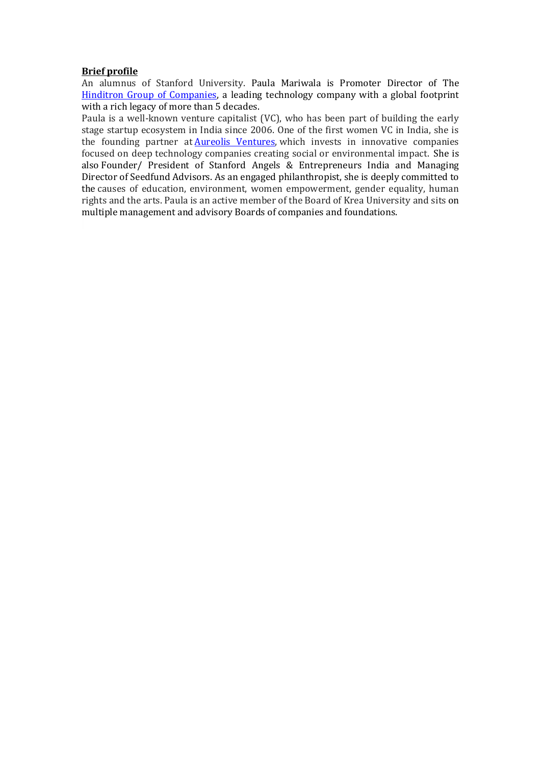**Brief profile**

An alumnus of Stanford University. Paula Mariwala is Promoter Director of The Hinditron Group of Companies, a leading technology company with a global footprint with a rich legacy of more than 5 decades.

Paula is a well-known venture capitalist (VC), who has been part of building the early stage startup ecosystem in India since 2006. One of the first women VC in India, she is the founding partner at Aureolis Ventures, which invests in innovative companies focused on deep technology companies creating social or environmental impact. She is also Founder/ President of Stanford Angels & Entrepreneurs India and Managing Director of Seedfund Advisors. As an engaged philanthropist, she is deeply committed to the causes of education, environment, women empowerment, gender equality, human rights and the arts. Paula is an active member of the Board of Krea University and sits on multiple management and advisory Boards of companies and foundations.